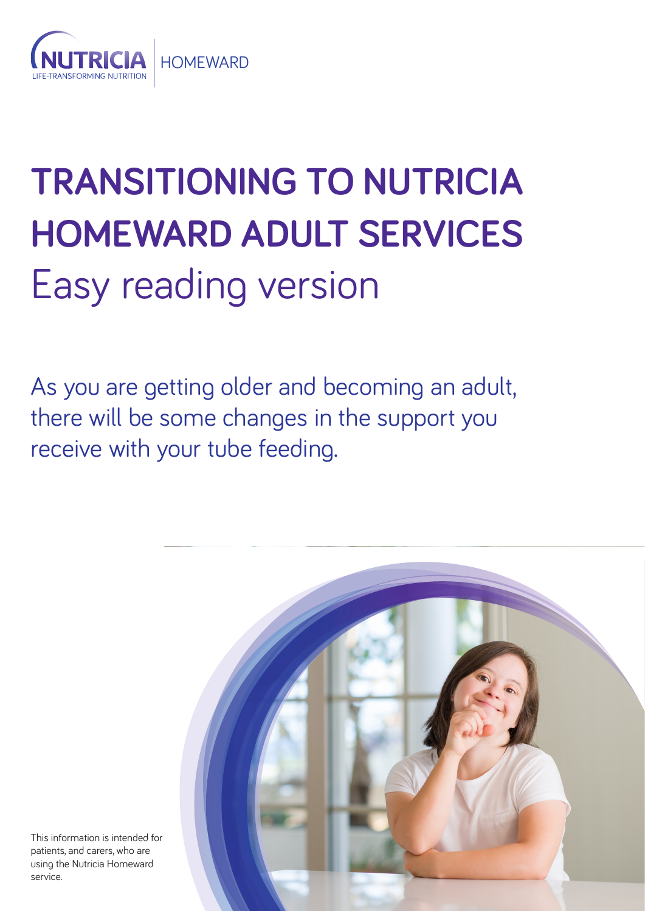NUTRICIA LIFE-TRANSFORMING NUTRITION | HOMEWARD

# TRANSITIONING TO NUTRICIA HOMEWARD ADULT SERVICES

## Easy reading version

As you are getting older and becoming an adult, there will be some changes in the support you receive with your tube feeding.

This information is intended for patients, and carers, who are using the Nutricia Homeward service.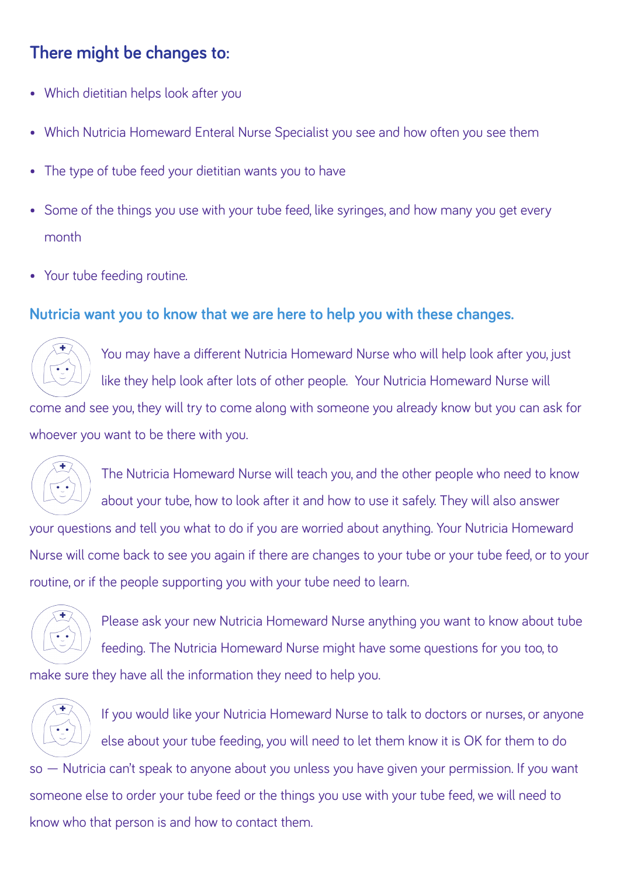## There might be changes to:

- Which dietitian helps look after you
- Which Nutricia Homeward Enteral Nurse Specialist you see and how often you see them
- The type of tube feed your dietitian wants you to have
- Some of the things you use with your tube feed, like syringes, and how many you get every month
- Your tube feeding routine.

### Nutricia want you to know that we are here to help you with these changes.

You may have a different Nutricia Homeward Nurse who will help look after you, just like they help look after lots of other people. Your Nutricia Homeward Nurse will come and see you, they will try to come along with someone you already know but you can ask for whoever you want to be there with you.

The Nutricia Homeward Nurse will teach you, and the other people who need to know about your tube, how to look after it and how to use it safely. They will also answer your questions and tell you what to do if you are worried about anything. Your Nutricia Homeward Nurse will come back to see you again if there are changes to your tube or your tube feed, or to your routine, or if the people supporting you with your tube need to learn.

Please ask your new Nutricia Homeward Nurse anything you want to know about tube feeding. The Nutricia Homeward Nurse might have some questions for you too, to make sure they have all the information they need to help you.

If you would like your Nutricia Homeward Nurse to talk to doctors or nurses, or anyone else about your tube feeding, you will need to let them know it is OK for them to do so — Nutricia can't speak to anyone about you unless you have given your permission. If you want someone else to order your tube feed or the things you use with your tube feed, we will need to know who that person is and how to contact them.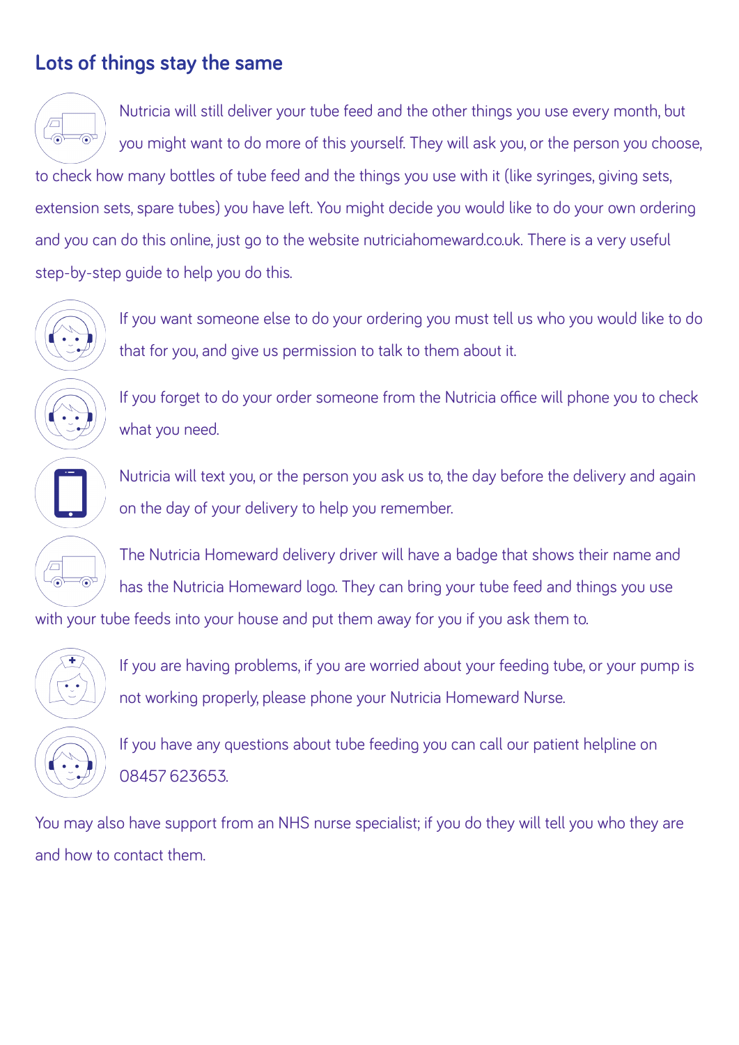## Lots of things stay the same

Nutricia will still deliver your tube feed and the other things you use every month, but you might want to do more of this yourself. They will ask you, or the person you choose, to check how many bottles of tube feed and the things you use with it (like syringes, giving sets, extension sets, spare tubes) you have left. You might decide you would like to do your own ordering and you can do this online, just go to the website nutriciahomeward.co.uk. There is a very useful step-by-step guide to help you do this.

If you want someone else to do your ordering you must tell us who you would like to do that for you, and give us permission to talk to them about it.

If you forget to do your order someone from the Nutricia office will phone you to check what you need.

Nutricia will text you, or the person you ask us to, the day before the delivery and again on the day of your delivery to help you remember.

The Nutricia Homeward delivery driver will have a badge that shows their name and has the Nutricia Homeward logo. They can bring your tube feed and things you use with your tube feeds into your house and put them away for you if you ask them to.

If you are having problems, if you are worried about your feeding tube, or your pump is not working properly, please phone your Nutricia Homeward Nurse.

If you have any questions about tube feeding you can call our patient helpline on 08457 623653.

You may also have support from an NHS nurse specialist; if you do they will tell you who they are and how to contact them.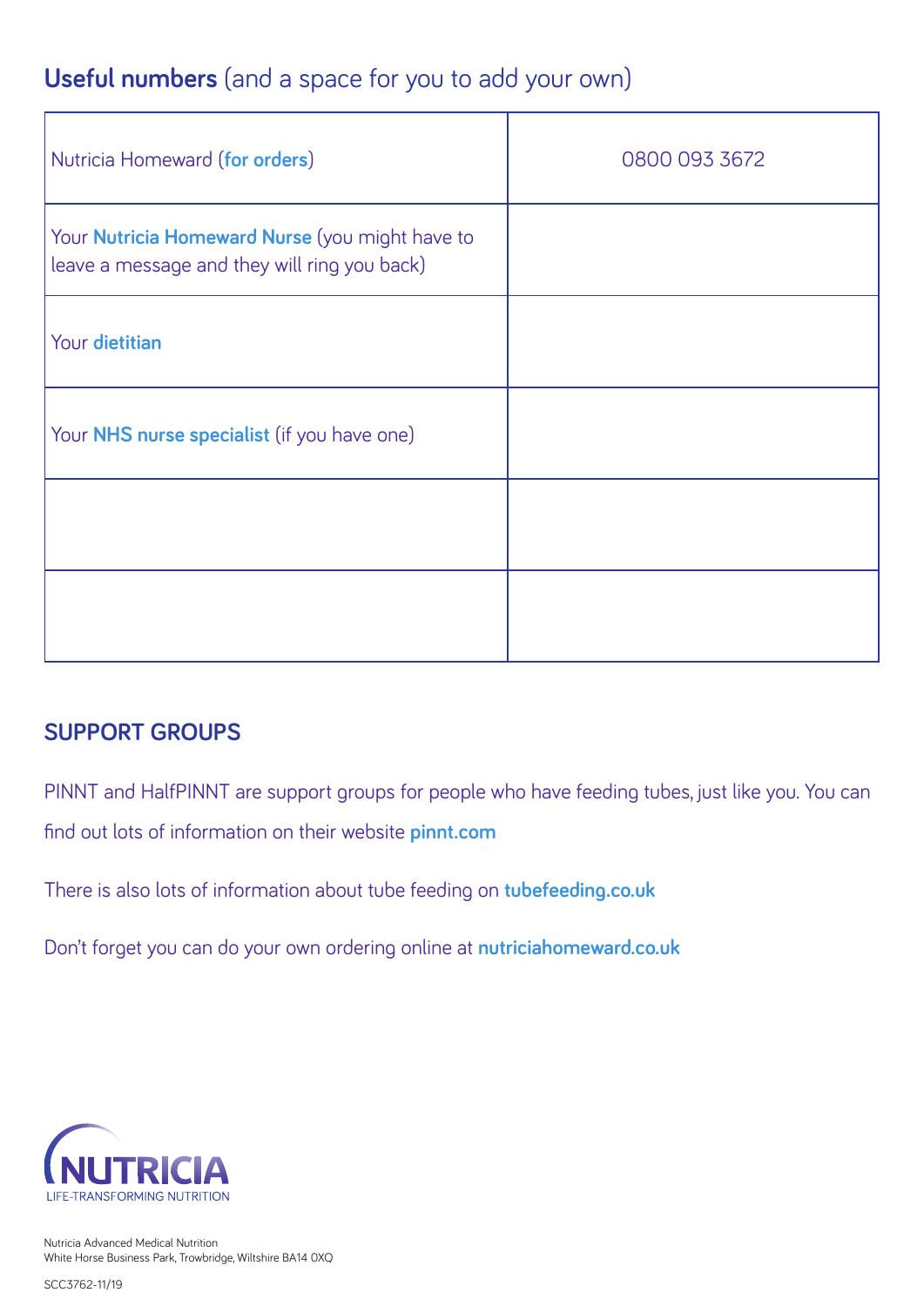## **Useful numbers** (and a space for you to add your own)

| | |
|---|---|
| Nutricia Homeward (**for orders**) | 0800 093 3672 |
| Your **Nutricia Homeward Nurse** (you might have to leave a message and they will ring you back) | |
| Your **dietitian** | |
| Your **NHS nurse specialist** (if you have one) | |
| | |
| | |

## SUPPORT GROUPS

PINNT and HalfPINNT are support groups for people who have feeding tubes, just like you. You can find out lots of information on their website **pinnt.com**

There is also lots of information about tube feeding on **tubefeeding.co.uk**

Don't forget you can do your own ordering online at **nutriciahomeward.co.uk**

NUTRICIA
LIFE-TRANSFORMING NUTRITION

Nutricia Advanced Medical Nutrition
White Horse Business Park, Trowbridge, Wiltshire BA14 0XQ

SCC3762-11/19